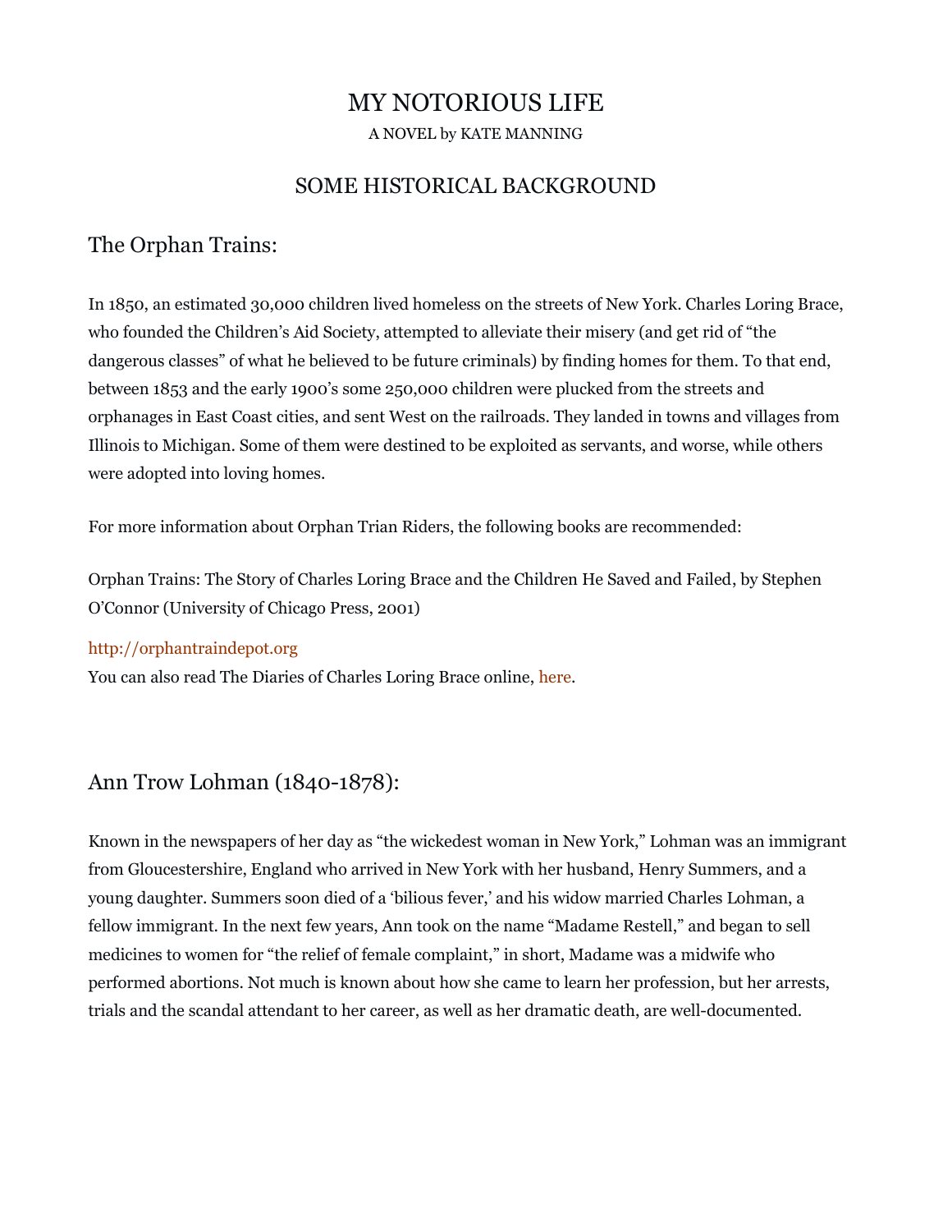# MY NOTORIOUS LIFE

A NOVEL by KATE MANNING

## SOME HISTORICAL BACKGROUND

### The Orphan Trains:

In 1850, an estimated 30,000 children lived homeless on the streets of New York. Charles Loring Brace, who founded the Children's Aid Society, attempted to alleviate their misery (and get rid of "the dangerous classes" of what he believed to be future criminals) by finding homes for them. To that end, between 1853 and the early 1900's some 250,000 children were plucked from the streets and orphanages in East Coast cities, and sent West on the railroads. They landed in towns and villages from Illinois to Michigan. Some of them were destined to be exploited as servants, and worse, while others were adopted into loving homes.

For more information about Orphan Trian Riders, the following books are recommended:

Orphan Trains: The Story of Charles Loring Brace and the Children He Saved and Failed, by Stephen O'Connor (University of Chicago Press, 2001)

http://orphantraindepot.org

You can also read The Diaries of Charles Loring Brace online, here.

### Ann Trow Lohman (1840-1878):

Known in the newspapers of her day as "the wickedest woman in New York," Lohman was an immigrant from Gloucestershire, England who arrived in New York with her husband, Henry Summers, and a young daughter. Summers soon died of a 'bilious fever,' and his widow married Charles Lohman, a fellow immigrant. In the next few years, Ann took on the name "Madame Restell," and began to sell medicines to women for "the relief of female complaint," in short, Madame was a midwife who performed abortions. Not much is known about how she came to learn her profession, but her arrests, trials and the scandal attendant to her career, as well as her dramatic death, are well-documented.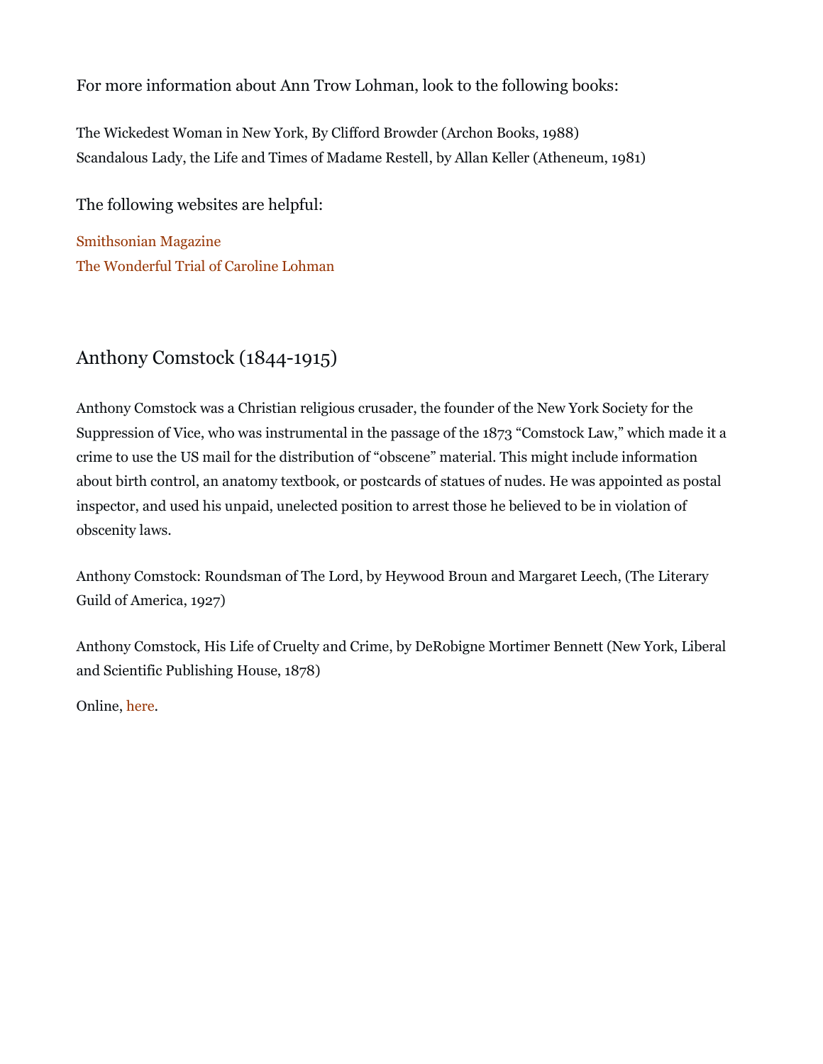For more information about Ann Trow Lohman, look to the following books:

The Wickedest Woman in New York, By Clifford Browder (Archon Books, 1988)
Scandalous Lady, the Life and Times of Madame Restell, by Allan Keller (Atheneum, 1981)

The following websites are helpful:

Smithsonian Magazine
The Wonderful Trial of Caroline Lohman

## Anthony Comstock (1844-1915)

Anthony Comstock was a Christian religious crusader, the founder of the New York Society for the Suppression of Vice, who was instrumental in the passage of the 1873 "Comstock Law," which made it a crime to use the US mail for the distribution of "obscene" material. This might include information about birth control, an anatomy textbook, or postcards of statues of nudes. He was appointed as postal inspector, and used his unpaid, unelected position to arrest those he believed to be in violation of obscenity laws.

Anthony Comstock: Roundsman of The Lord, by Heywood Broun and Margaret Leech, (The Literary Guild of America, 1927)

Anthony Comstock, His Life of Cruelty and Crime, by DeRobigne Mortimer Bennett (New York, Liberal and Scientific Publishing House, 1878)

Online, here.